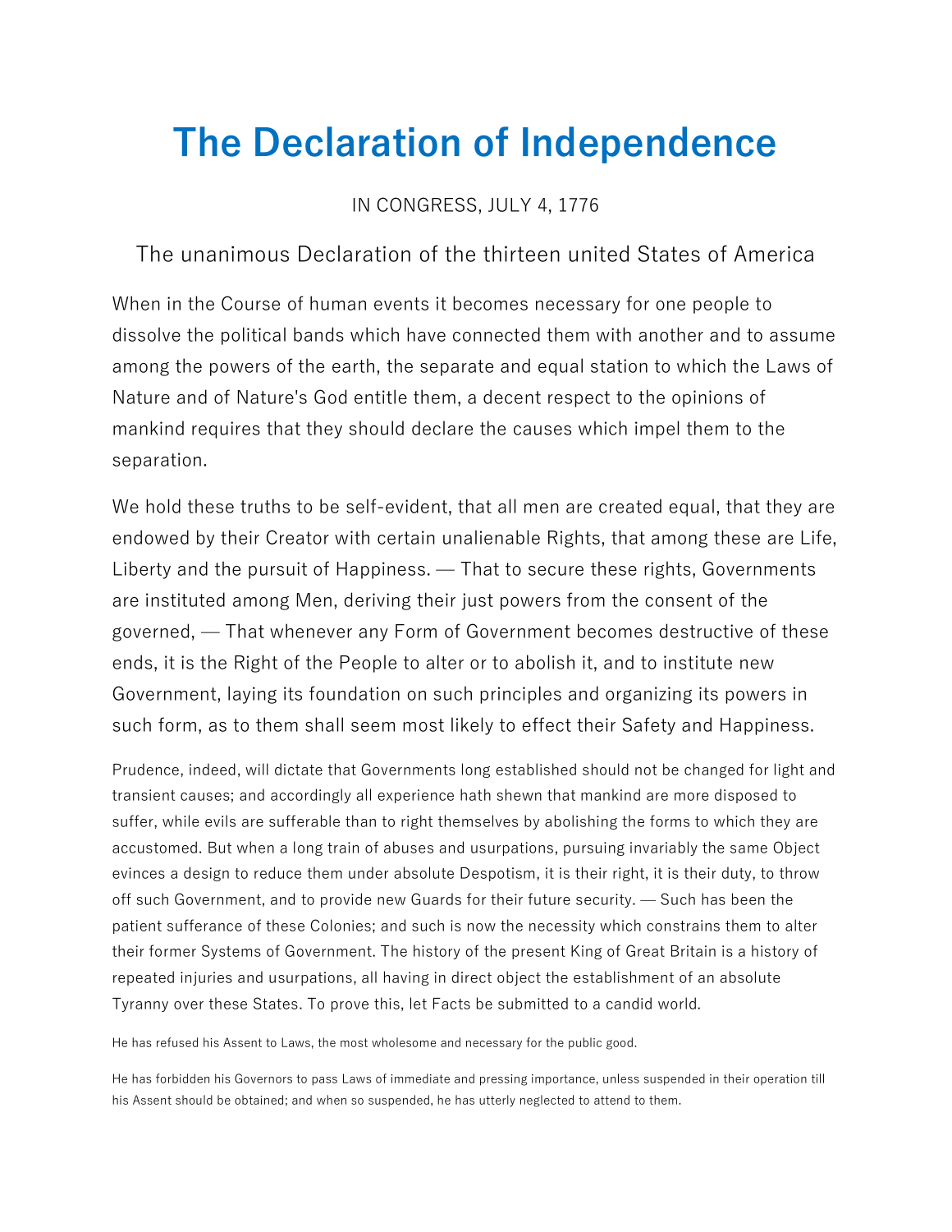# The Declaration of Independence

IN CONGRESS, JULY 4, 1776

## The unanimous Declaration of the thirteen united States of America

When in the Course of human events it becomes necessary for one people to dissolve the political bands which have connected them with another and to assume among the powers of the earth, the separate and equal station to which the Laws of Nature and of Nature's God entitle them, a decent respect to the opinions of mankind requires that they should declare the causes which impel them to the separation.

We hold these truths to be self-evident, that all men are created equal, that they are endowed by their Creator with certain unalienable Rights, that among these are Life, Liberty and the pursuit of Happiness. — That to secure these rights, Governments are instituted among Men, deriving their just powers from the consent of the governed, — That whenever any Form of Government becomes destructive of these ends, it is the Right of the People to alter or to abolish it, and to institute new Government, laying its foundation on such principles and organizing its powers in such form, as to them shall seem most likely to effect their Safety and Happiness.

Prudence, indeed, will dictate that Governments long established should not be changed for light and transient causes; and accordingly all experience hath shewn that mankind are more disposed to suffer, while evils are sufferable than to right themselves by abolishing the forms to which they are accustomed. But when a long train of abuses and usurpations, pursuing invariably the same Object evinces a design to reduce them under absolute Despotism, it is their right, it is their duty, to throw off such Government, and to provide new Guards for their future security. — Such has been the patient sufferance of these Colonies; and such is now the necessity which constrains them to alter their former Systems of Government. The history of the present King of Great Britain is a history of repeated injuries and usurpations, all having in direct object the establishment of an absolute Tyranny over these States. To prove this, let Facts be submitted to a candid world.

He has refused his Assent to Laws, the most wholesome and necessary for the public good.

He has forbidden his Governors to pass Laws of immediate and pressing importance, unless suspended in their operation till his Assent should be obtained; and when so suspended, he has utterly neglected to attend to them.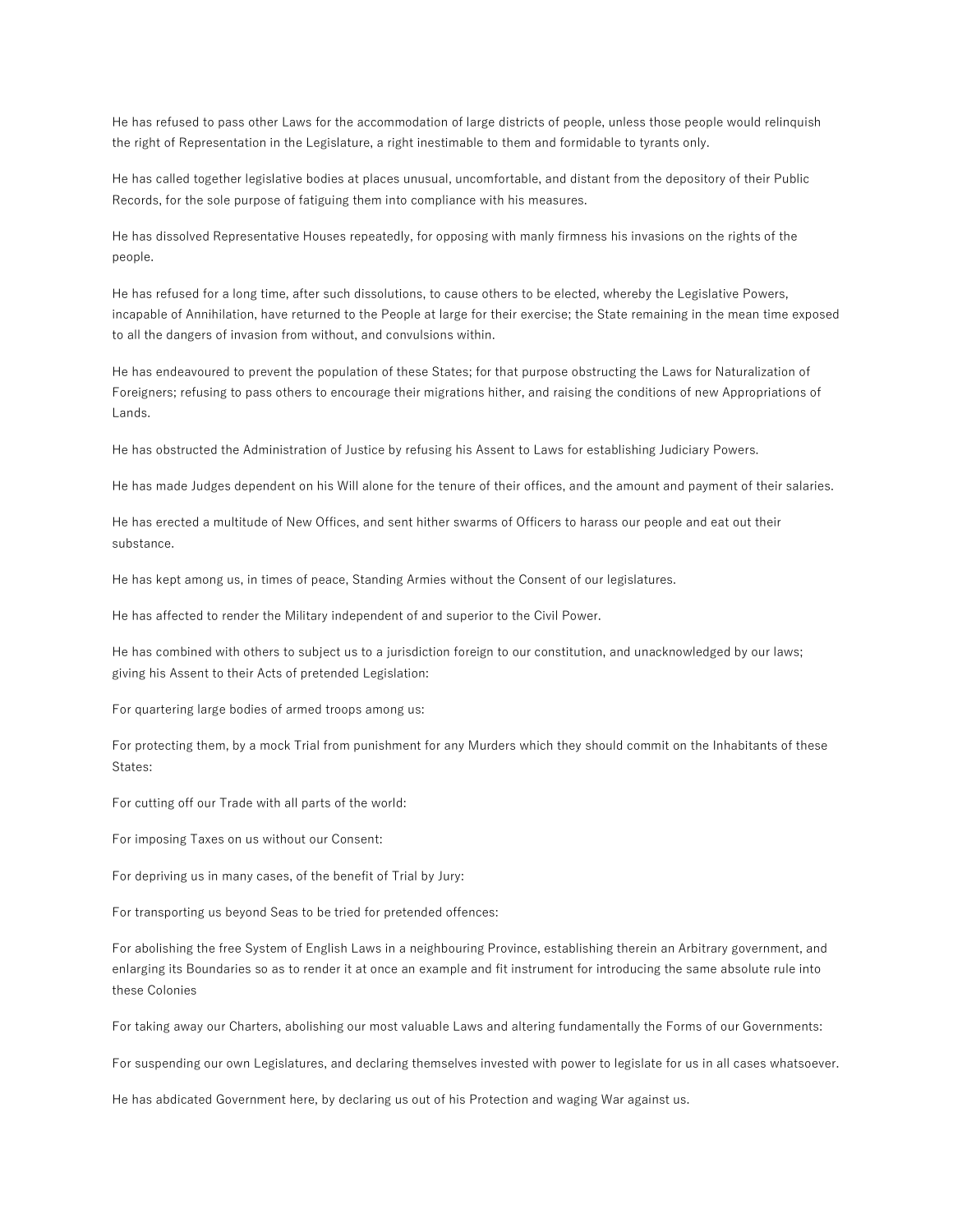He has refused to pass other Laws for the accommodation of large districts of people, unless those people would relinquish the right of Representation in the Legislature, a right inestimable to them and formidable to tyrants only.

He has called together legislative bodies at places unusual, uncomfortable, and distant from the depository of their Public Records, for the sole purpose of fatiguing them into compliance with his measures.

He has dissolved Representative Houses repeatedly, for opposing with manly firmness his invasions on the rights of the people.

He has refused for a long time, after such dissolutions, to cause others to be elected, whereby the Legislative Powers, incapable of Annihilation, have returned to the People at large for their exercise; the State remaining in the mean time exposed to all the dangers of invasion from without, and convulsions within.

He has endeavoured to prevent the population of these States; for that purpose obstructing the Laws for Naturalization of Foreigners; refusing to pass others to encourage their migrations hither, and raising the conditions of new Appropriations of Lands.

He has obstructed the Administration of Justice by refusing his Assent to Laws for establishing Judiciary Powers.

He has made Judges dependent on his Will alone for the tenure of their offices, and the amount and payment of their salaries.

He has erected a multitude of New Offices, and sent hither swarms of Officers to harass our people and eat out their substance.

He has kept among us, in times of peace, Standing Armies without the Consent of our legislatures.

He has affected to render the Military independent of and superior to the Civil Power.

He has combined with others to subject us to a jurisdiction foreign to our constitution, and unacknowledged by our laws; giving his Assent to their Acts of pretended Legislation:

For quartering large bodies of armed troops among us:

For protecting them, by a mock Trial from punishment for any Murders which they should commit on the Inhabitants of these States:

For cutting off our Trade with all parts of the world:

For imposing Taxes on us without our Consent:

For depriving us in many cases, of the benefit of Trial by Jury:

For transporting us beyond Seas to be tried for pretended offences:

For abolishing the free System of English Laws in a neighbouring Province, establishing therein an Arbitrary government, and enlarging its Boundaries so as to render it at once an example and fit instrument for introducing the same absolute rule into these Colonies

For taking away our Charters, abolishing our most valuable Laws and altering fundamentally the Forms of our Governments:

For suspending our own Legislatures, and declaring themselves invested with power to legislate for us in all cases whatsoever.

He has abdicated Government here, by declaring us out of his Protection and waging War against us.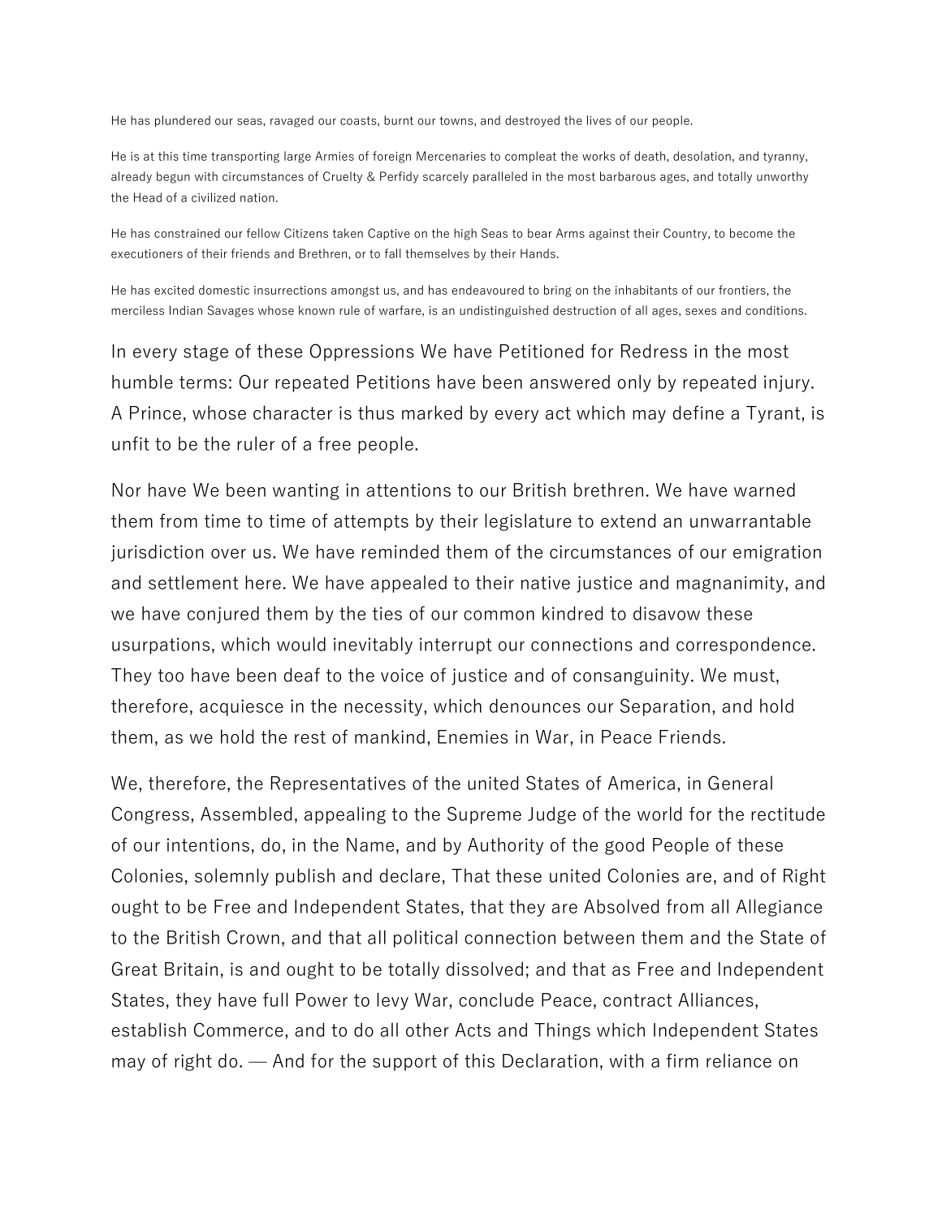He has plundered our seas, ravaged our coasts, burnt our towns, and destroyed the lives of our people.

He is at this time transporting large Armies of foreign Mercenaries to compleat the works of death, desolation, and tyranny, already begun with circumstances of Cruelty & Perfidy scarcely paralleled in the most barbarous ages, and totally unworthy the Head of a civilized nation.

He has constrained our fellow Citizens taken Captive on the high Seas to bear Arms against their Country, to become the executioners of their friends and Brethren, or to fall themselves by their Hands.

He has excited domestic insurrections amongst us, and has endeavoured to bring on the inhabitants of our frontiers, the merciless Indian Savages whose known rule of warfare, is an undistinguished destruction of all ages, sexes and conditions.

In every stage of these Oppressions We have Petitioned for Redress in the most humble terms: Our repeated Petitions have been answered only by repeated injury. A Prince, whose character is thus marked by every act which may define a Tyrant, is unfit to be the ruler of a free people.

Nor have We been wanting in attentions to our British brethren. We have warned them from time to time of attempts by their legislature to extend an unwarrantable jurisdiction over us. We have reminded them of the circumstances of our emigration and settlement here. We have appealed to their native justice and magnanimity, and we have conjured them by the ties of our common kindred to disavow these usurpations, which would inevitably interrupt our connections and correspondence. They too have been deaf to the voice of justice and of consanguinity. We must, therefore, acquiesce in the necessity, which denounces our Separation, and hold them, as we hold the rest of mankind, Enemies in War, in Peace Friends.

We, therefore, the Representatives of the united States of America, in General Congress, Assembled, appealing to the Supreme Judge of the world for the rectitude of our intentions, do, in the Name, and by Authority of the good People of these Colonies, solemnly publish and declare, That these united Colonies are, and of Right ought to be Free and Independent States, that they are Absolved from all Allegiance to the British Crown, and that all political connection between them and the State of Great Britain, is and ought to be totally dissolved; and that as Free and Independent States, they have full Power to levy War, conclude Peace, contract Alliances, establish Commerce, and to do all other Acts and Things which Independent States may of right do. — And for the support of this Declaration, with a firm reliance on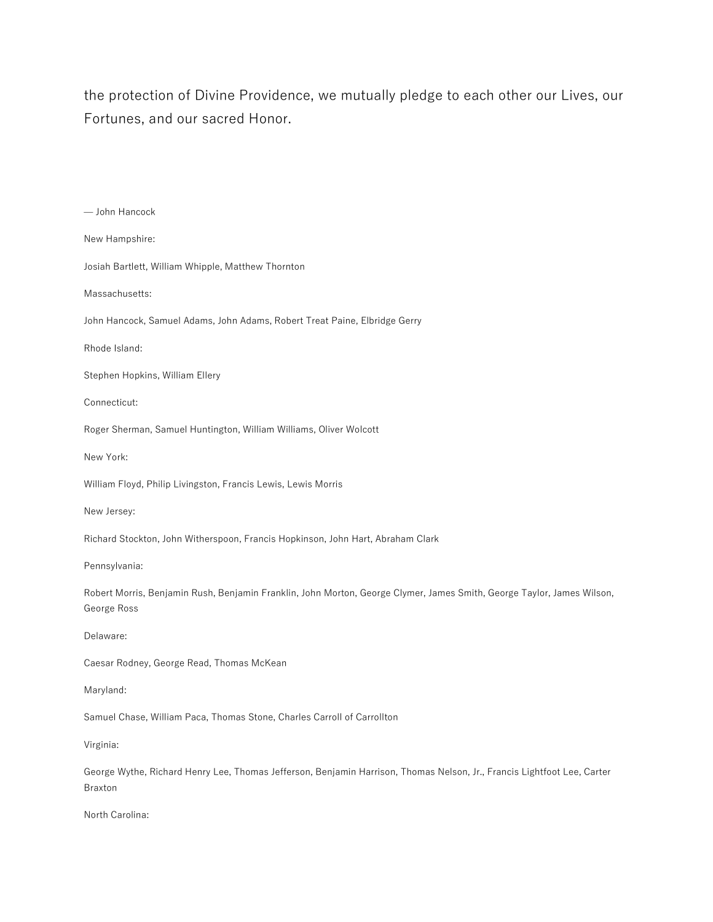the protection of Divine Providence, we mutually pledge to each other our Lives, our Fortunes, and our sacred Honor.

— John Hancock

New Hampshire:

Josiah Bartlett, William Whipple, Matthew Thornton

Massachusetts:

John Hancock, Samuel Adams, John Adams, Robert Treat Paine, Elbridge Gerry

Rhode Island:

Stephen Hopkins, William Ellery

Connecticut:

Roger Sherman, Samuel Huntington, William Williams, Oliver Wolcott

New York:

William Floyd, Philip Livingston, Francis Lewis, Lewis Morris

New Jersey:

Richard Stockton, John Witherspoon, Francis Hopkinson, John Hart, Abraham Clark

Pennsylvania:

Robert Morris, Benjamin Rush, Benjamin Franklin, John Morton, George Clymer, James Smith, George Taylor, James Wilson, George Ross

Delaware:

Caesar Rodney, George Read, Thomas McKean

Maryland:

Samuel Chase, William Paca, Thomas Stone, Charles Carroll of Carrollton

Virginia:

George Wythe, Richard Henry Lee, Thomas Jefferson, Benjamin Harrison, Thomas Nelson, Jr., Francis Lightfoot Lee, Carter Braxton

North Carolina: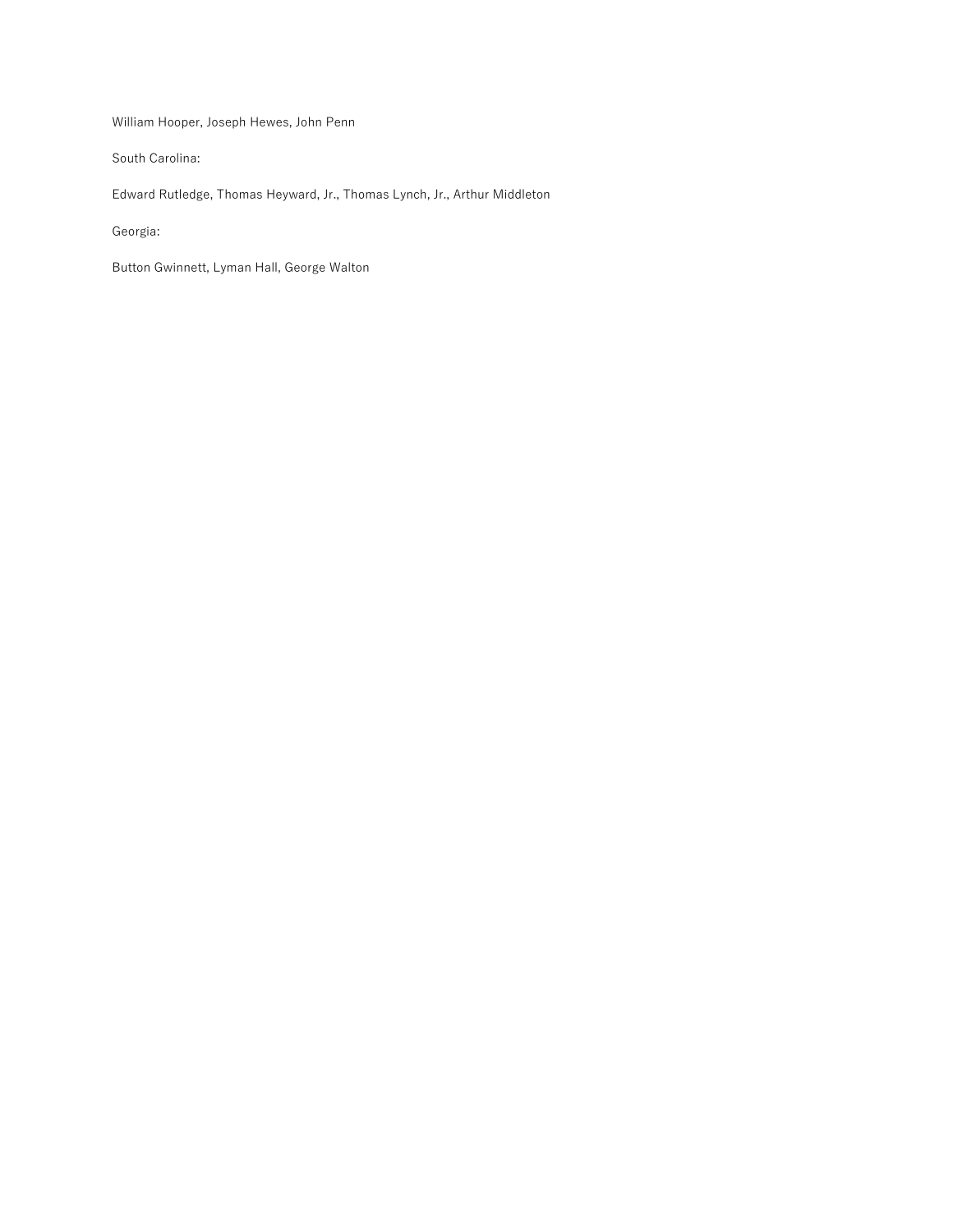William Hooper, Joseph Hewes, John Penn

South Carolina:

Edward Rutledge, Thomas Heyward, Jr., Thomas Lynch, Jr., Arthur Middleton

Georgia:

Button Gwinnett, Lyman Hall, George Walton